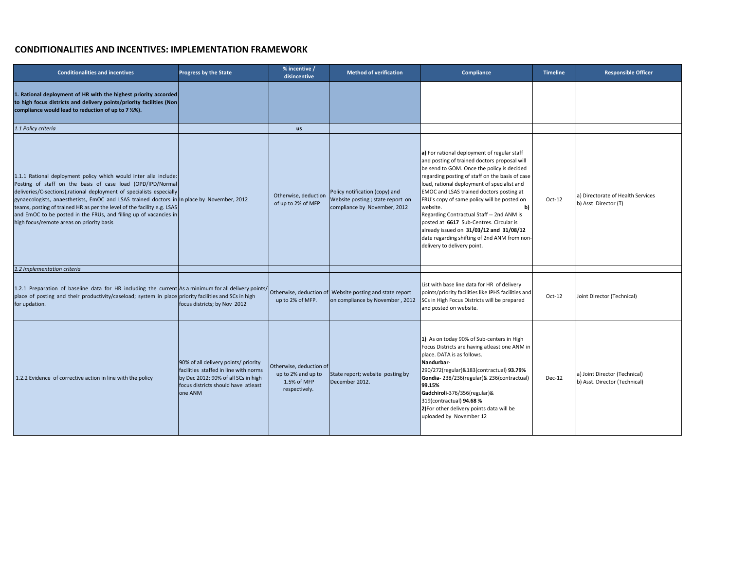## CONDITIONALITIES AND INCENTIVES: IMPLEMENTATION FRAMEWORK

| Conditionalities and incentives | Progress by the State | % incentive / disincentive | Method of verification | Compliance | Timeline | Responsible Officer |
|---|---|---|---|---|---|---|
| **1. Rational deployment of HR with the highest priority accorded to high focus districts and delivery points/priority facilities (Non compliance would lead to reduction of up to 7 ½%).** | | | | | | |
| *1.1 Policy criteria* | | **us** | | | | |
| 1.1.1 Rational deployment policy which would inter alia include: Posting of staff on the basis of case load (OPD/IPD/Normal deliveries/C-sections),rational deployment of specialists especially gynaecologists, anaesthetists, EmOC and LSAS trained doctors in teams, posting of trained HR as per the level of the facility e.g. LSAS and EmOC to be posted in the FRUs, and filling up of vacancies in high focus/remote areas on priority basis | In place by November, 2012 | Otherwise, deduction of up to 2% of MFP | Policy notification (copy) and Website posting ; state report on compliance by November, 2012 | **a)** For rational deployment of regular staff and posting of trained doctors proposal will be send to GOM. Once the policy is decided regarding posting of staff on the basis of case load, rational deployment of specialist and EMOC and LSAS trained doctors posting at FRU's copy of same policy will be posted on website. **b)** Regarding Contractual Staff -- 2nd ANM is posted at **6617** Sub-Centres. Circular is already issued on **31/03/12 and 31/08/12** date regarding shifting of 2nd ANM from non-delivery to delivery point. | Oct-12 | a) Directorate of Health Services b) Asst Director (T) |
| *1.2 Implementation criteria* | | | | | | |
| 1.2.1 Preparation of baseline data for HR including the current place of posting and their productivity/caseload; system in place for updation. | As a minimum for all delivery points/ priority facilities and SCs in high focus districts; by Nov 2012 | Otherwise, deduction of up to 2% of MFP. | Website posting and state report on compliance by November , 2012 | List with base line data for HR of delivery points/priority facilities like IPHS facilities and SCs in High Focus Districts will be prepared and posted on website. | Oct-12 | Joint Director (Technical) |
| 1.2.2 Evidence of corrective action in line with the policy | 90% of all delivery points/ priority facilities staffed in line with norms by Dec 2012; 90% of all SCs in high focus districts should have atleast one ANM | Otherwise, deduction of up to 2% and up to 1.5% of MFP respectively. | State report; website posting by December 2012. | **1)** As on today 90% of Sub-centers in High Focus Districts are having atleast one ANM in place. DATA is as follows. **Nandurbar**-290/272(regular)&183(contractual) **93.79%** **Gondia-** 238/236(regular)& 236(contractual) **99.15%** **Gadchiroli-**376/356(regular)& 319(contractual) **94.68 %** **2)**For other delivery points data will be uploaded by November 12 | Dec-12 | a) Joint Director (Technical) b) Asst. Director (Technical) |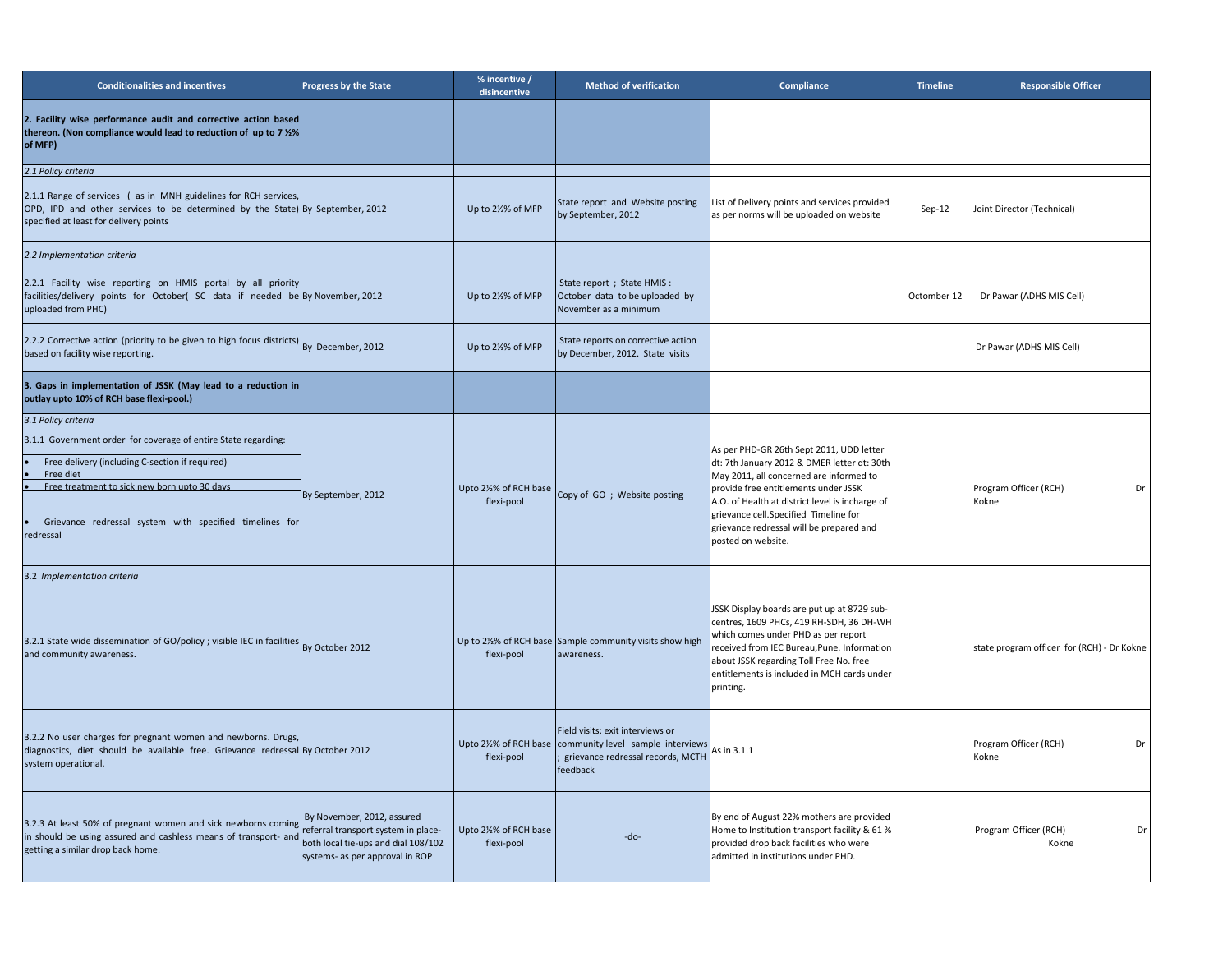| Conditionalities and incentives | Progress by the State | % incentive / disincentive | Method of verification | Compliance | Timeline | Responsible Officer |
|---|---|---|---|---|---|---|
| **2. Facility wise performance audit and corrective action based thereon. (Non compliance would lead to reduction of up to 7 ½% of MFP)** | | | | | | |
| *2.1 Policy criteria* | | | | | | |
| 2.1.1 Range of services ( as in MNH guidelines for RCH services, OPD, IPD and other services to be determined by the State) specified at least for delivery points | By September, 2012 | Up to 2½% of MFP | State report and Website posting by September, 2012 | List of Delivery points and services provided as per norms will be uploaded on website | Sep-12 | Joint Director (Technical) |
| *2.2 Implementation criteria* | | | | | | |
| 2.2.1 Facility wise reporting on HMIS portal by all priority facilities/delivery points for October( SC data if needed be uploaded from PHC) | By November, 2012 | Up to 2½% of MFP | State report ; State HMIS : October data to be uploaded by November as a minimum | | Octomber 12 | Dr Pawar (ADHS MIS Cell) |
| 2.2.2 Corrective action (priority to be given to high focus districts) based on facility wise reporting. | By December, 2012 | Up to 2½% of MFP | State reports on corrective action by December, 2012. State visits | | | Dr Pawar (ADHS MIS Cell) |
| **3. Gaps in implementation of JSSK (May lead to a reduction in outlay upto 10% of RCH base flexi-pool.)** | | | | | | |
| *3.1 Policy criteria* | | | | | | |
| 3.1.1 Government order for coverage of entire State regarding:<br>• Free delivery (including C-section if required)<br>• Free diet<br>• Free treatment to sick new born upto 30 days<br>• Grievance redressal system with specified timelines for redressal | By September, 2012 | Upto 2½% of RCH base flexi-pool | Copy of GO ; Website posting | As per PHD-GR 26th Sept 2011, UDD letter dt: 7th January 2012 & DMER letter dt: 30th May 2011, all concerned are informed to provide free entitlements under JSSK A.O. of Health at district level is incharge of grievance cell.Specified Timeline for grievance redressal will be prepared and posted on website. | | Program Officer (RCH) Dr Kokne |
| 3.2 *Implementation criteria* | | | | | | |
| 3.2.1 State wide dissemination of GO/policy ; visible IEC in facilities and community awareness. | By October 2012 | Up to 2½% of RCH base flexi-pool | Sample community visits show high awareness. | JSSK Display boards are put up at 8729 sub-centres, 1609 PHCs, 419 RH-SDH, 36 DH-WH which comes under PHD as per report received from IEC Bureau,Pune. Information about JSSK regarding Toll Free No. free entitlements is included in MCH cards under printing. | | state program officer for (RCH) - Dr Kokne |
| 3.2.2 No user charges for pregnant women and newborns. Drugs, diagnostics, diet should be available free. Grievance redressal system operational. | By October 2012 | Upto 2½% of RCH base flexi-pool | Field visits; exit interviews or community level sample interviews ; grievance redressal records, MCTH feedback | As in 3.1.1 | | Program Officer (RCH) Dr Kokne |
| 3.2.3 At least 50% of pregnant women and sick newborns coming in should be using assured and cashless means of transport- and getting a similar drop back home. | By November, 2012, assured referral transport system in place- both local tie-ups and dial 108/102 systems- as per approval in ROP | Upto 2½% of RCH base flexi-pool | -do- | By end of August 22% mothers are provided Home to Institution transport facility & 61 % provided drop back facilities who were admitted in institutions under PHD. | | Program Officer (RCH) Dr Kokne |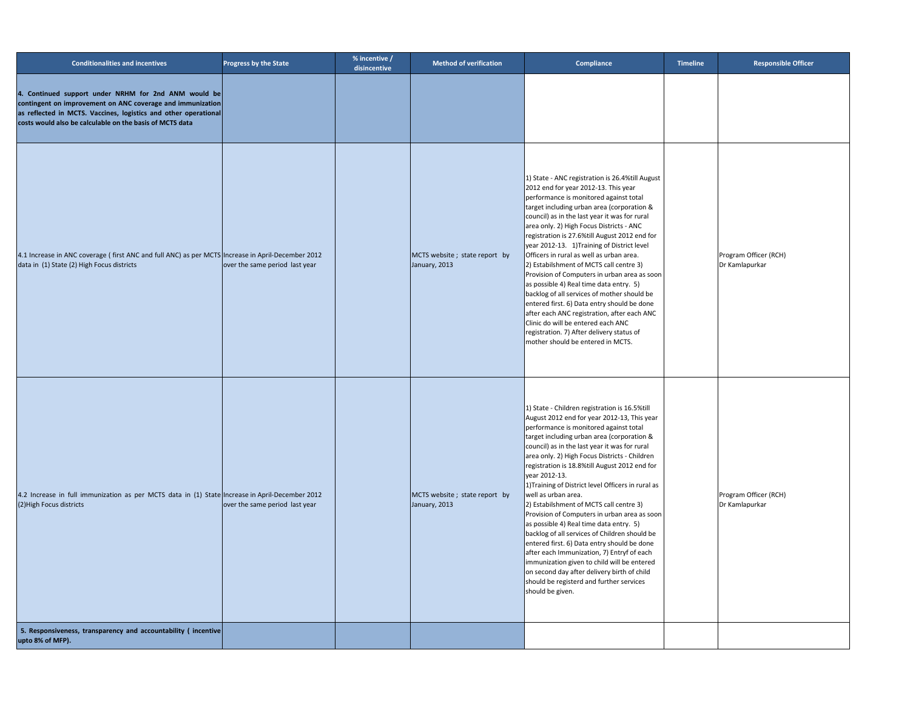| Conditionalities and incentives | Progress by the State | % incentive / disincentive | Method of verification | Compliance | Timeline | Responsible Officer |
|---|---|---|---|---|---|---|
| **4. Continued support under NRHM for 2nd ANM would be contingent on improvement on ANC coverage and immunization as reflected in MCTS. Vaccines, logistics and other operational costs would also be calculable on the basis of MCTS data** | | | | | | |
| 4.1 Increase in ANC coverage ( first ANC and full ANC) as per MCTS data in (1) State (2) High Focus districts | Increase in April-December 2012 over the same period last year | | MCTS website ; state report by January, 2013 | 1) State - ANC registration is 26.4%till August 2012 end for year 2012-13. This year performance is monitored against total target including urban area (corporation & council) as in the last year it was for rural area only. 2) High Focus Districts - ANC registration is 27.6%till August 2012 end for year 2012-13. 1)Training of District level Officers in rural as well as urban area. 2) Estabilshment of MCTS call centre 3) Provision of Computers in urban area as soon as possible 4) Real time data entry. 5) backlog of all services of mother should be entered first. 6) Data entry should be done after each ANC registration, after each ANC Clinic do will be entered each ANC registration. 7) After delivery status of mother should be entered in MCTS. | | Program Officer (RCH) Dr Kamlapurkar |
| 4.2 Increase in full immunization as per MCTS data in (1) State (2)High Focus districts | Increase in April-December 2012 over the same period last year | | MCTS website ; state report by January, 2013 | 1) State - Children registration is 16.5%till August 2012 end for year 2012-13, This year performance is monitored against total target including urban area (corporation & council) as in the last year it was for rural area only. 2) High Focus Districts - Children registration is 18.8%till August 2012 end for year 2012-13. 1)Training of District level Officers in rural as well as urban area. 2) Estabilshment of MCTS call centre 3) Provision of Computers in urban area as soon as possible 4) Real time data entry. 5) backlog of all services of Children should be entered first. 6) Data entry should be done after each Immunization, 7) Entryf of each immunization given to child will be entered on second day after delivery birth of child should be registerd and further services should be given. | | Program Officer (RCH) Dr Kamlapurkar |
| **5. Responsiveness, transparency and accountability ( incentive upto 8% of MFP).** | | | | | | |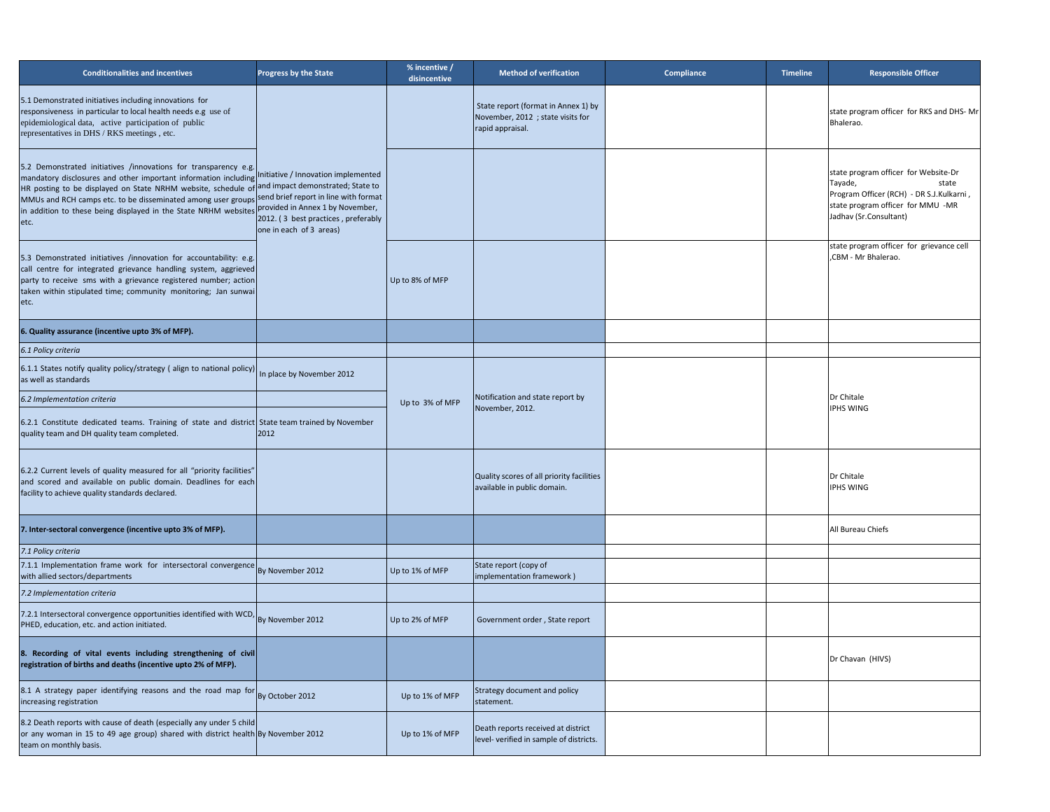| Conditionalities and incentives | Progress by the State | % incentive / disincentive | Method of verification | Compliance | Timeline | Responsible Officer |
|---|---|---|---|---|---|---|
| 5.1 Demonstrated initiatives including innovations for responsiveness in particular to local health needs e.g use of epidemiological data, active participation of public representatives in DHS / RKS meetings , etc. | Initiative / Innovation implemented and impact demonstrated; State to send brief report in line with format provided in Annex 1 by November, 2012. ( 3 best practices , preferably one in each of 3 areas) | | State report (format in Annex 1) by November, 2012 ; state visits for rapid appraisal. | | | state program officer for RKS and DHS- Mr Bhalerao. |
| 5.2 Demonstrated initiatives /innovations for transparency e.g. mandatory disclosures and other important information including HR posting to be displayed on State NRHM website, schedule of MMUs and RCH camps etc. to be disseminated among user groups in addition to these being displayed in the State NRHM websites etc. | | | | | | state program officer for Website-Dr Tayade, state Program Officer (RCH) - DR S.J.Kulkarni , state program officer for MMU -MR Jadhav (Sr.Consultant) |
| 5.3 Demonstrated initiatives /innovation for accountability: e.g. call centre for integrated grievance handling system, aggrieved party to receive sms with a grievance registered number; action taken within stipulated time; community monitoring; Jan sunwai etc. | | Up to 8% of MFP | | | | state program officer for grievance cell ,CBM - Mr Bhalerao. |
| **6. Quality assurance (incentive upto 3% of MFP).** | | | | | | |
| *6.1 Policy criteria* | | | | | | |
| 6.1.1 States notify quality policy/strategy ( align to national policy) as well as standards | In place by November 2012 | Up to 3% of MFP | Notification and state report by November, 2012. | | | Dr Chitale IPHS WING |
| *6.2 Implementation criteria* | | | | | | |
| 6.2.1 Constitute dedicated teams. Training of state and district quality team and DH quality team completed. | State team trained by November 2012 | | | | | |
| 6.2.2 Current levels of quality measured for all "priority facilities" and scored and available on public domain. Deadlines for each facility to achieve quality standards declared. | | | Quality scores of all priority facilities available in public domain. | | | Dr Chitale IPHS WING |
| **7. Inter-sectoral convergence (incentive upto 3% of MFP).** | | | | | | All Bureau Chiefs |
| *7.1 Policy criteria* | | | | | | |
| 7.1.1 Implementation frame work for intersectoral convergence with allied sectors/departments | By November 2012 | Up to 1% of MFP | State report (copy of implementation framework ) | | | |
| *7.2 Implementation criteria* | | | | | | |
| 7.2.1 Intersectoral convergence opportunities identified with WCD, PHED, education, etc. and action initiated. | By November 2012 | Up to 2% of MFP | Government order , State report | | | |
| **8. Recording of vital events including strengthening of civil registration of births and deaths (incentive upto 2% of MFP).** | | | | | | Dr Chavan (HIVS) |
| 8.1 A strategy paper identifying reasons and the road map for increasing registration | By October 2012 | Up to 1% of MFP | Strategy document and policy statement. | | | |
| 8.2 Death reports with cause of death (especially any under 5 child or any woman in 15 to 49 age group) shared with district health team on monthly basis. | By November 2012 | Up to 1% of MFP | Death reports received at district level- verified in sample of districts. | | | |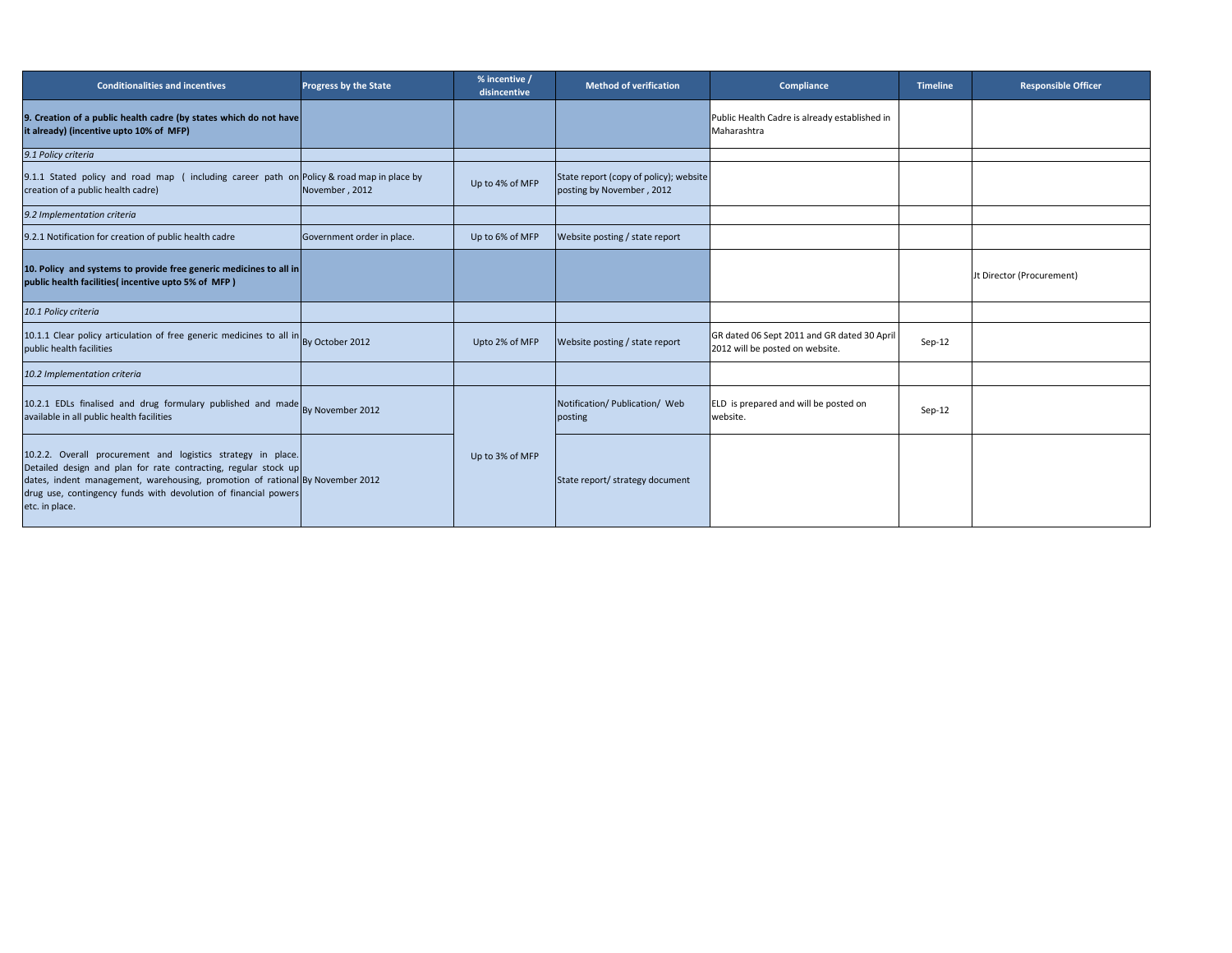| Conditionalities and incentives | Progress by the State | % incentive / disincentive | Method of verification | Compliance | Timeline | Responsible Officer |
|---|---|---|---|---|---|---|
| **9. Creation of a public health cadre (by states which do not have it already) (incentive upto 10% of MFP)** | | | | Public Health Cadre is already established in Maharashtra | | |
| *9.1 Policy criteria* | | | | | | |
| 9.1.1 Stated policy and road map ( including career path on creation of a public health cadre) | Policy & road map in place by November , 2012 | Up to 4% of MFP | State report (copy of policy); website posting by November , 2012 | | | |
| *9.2 Implementation criteria* | | | | | | |
| 9.2.1 Notification for creation of public health cadre | Government order in place. | Up to 6% of MFP | Website posting / state report | | | |
| **10. Policy and systems to provide free generic medicines to all in public health facilities( incentive upto 5% of MFP )** | | | | | | Jt Director (Procurement) |
| *10.1 Policy criteria* | | | | | | |
| 10.1.1 Clear policy articulation of free generic medicines to all in public health facilities | By October 2012 | Upto 2% of MFP | Website posting / state report | GR dated 06 Sept 2011 and GR dated 30 April 2012 will be posted on website. | Sep-12 | |
| *10.2 Implementation criteria* | | | | | | |
| 10.2.1 EDLs finalised and drug formulary published and made available in all public health facilities | By November 2012 | Up to 3% of MFP | Notification/ Publication/ Web posting | ELD is prepared and will be posted on website. | Sep-12 | |
| 10.2.2. Overall procurement and logistics strategy in place. Detailed design and plan for rate contracting, regular stock up dates, indent management, warehousing, promotion of rational drug use, contingency funds with devolution of financial powers etc. in place. | By November 2012 | | State report/ strategy document | | | |